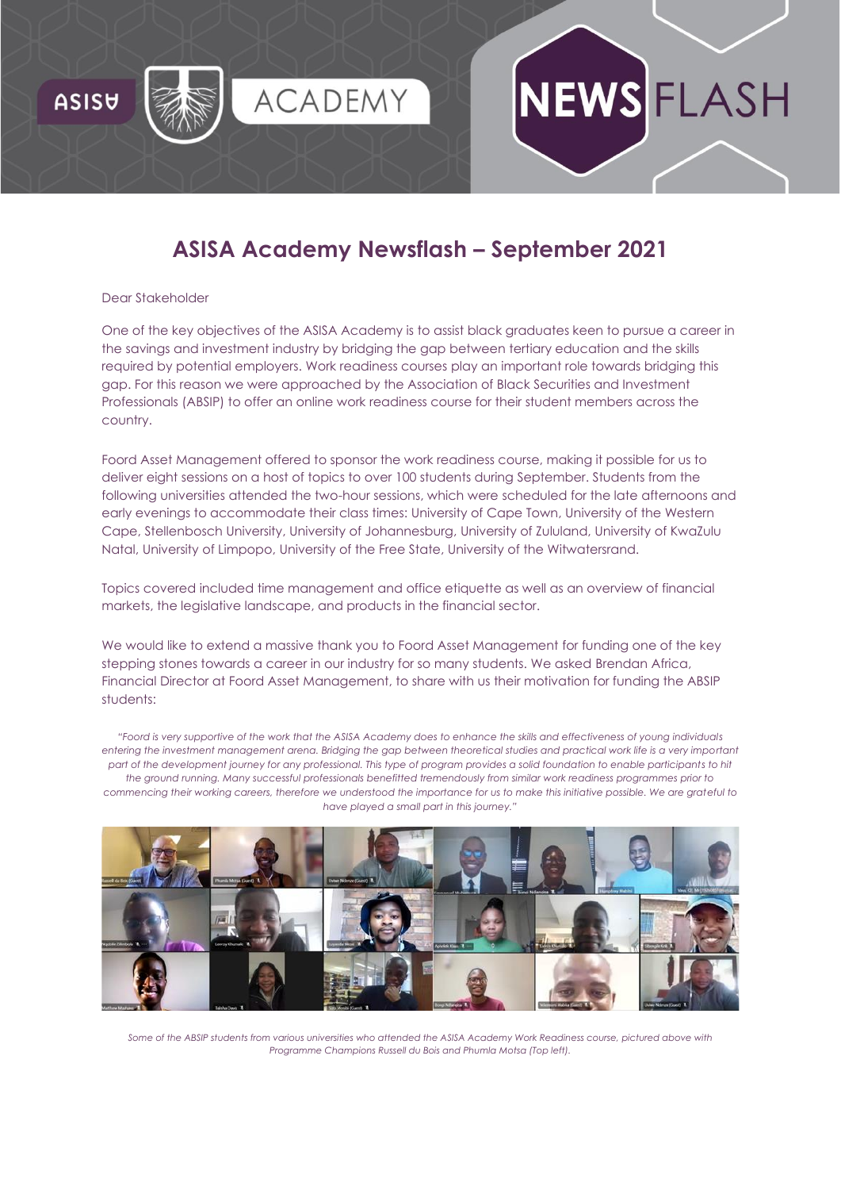# ASISA Academy Newsflash – September 2021

Dear Stakeholder

One of the key objectives of the ASISA Academy is to assist black graduates keen to pursue a career in the savings and investment industry by bridging the gap between tertiary education and the skills required by potential employers. Work readiness courses play an important role towards bridging this gap. For this reason we were approached by the Association of Black Securities and Investment Professionals (ABSIP) to offer an online work readiness course for their student members across the country.

Foord Asset Management offered to sponsor the work readiness course, making it possible for us to deliver eight sessions on a host of topics to over 100 students during September. Students from the following universities attended the two-hour sessions, which were scheduled for the late afternoons and early evenings to accommodate their class times: University of Cape Town, University of the Western Cape, Stellenbosch University, University of Johannesburg, University of Zululand, University of KwaZulu Natal, University of Limpopo, University of the Free State, University of the Witwatersrand.

Topics covered included time management and office etiquette as well as an overview of financial markets, the legislative landscape, and products in the financial sector.

We would like to extend a massive thank you to Foord Asset Management for funding one of the key stepping stones towards a career in our industry for so many students. We asked Brendan Africa, Financial Director at Foord Asset Management, to share with us their motivation for funding the ABSIP students:

*"Foord is very supportive of the work that the ASISA Academy does to enhance the skills and effectiveness of young individuals entering the investment management arena. Bridging the gap between theoretical studies and practical work life is a very important part of the development journey for any professional. This type of program provides a solid foundation to enable participants to hit the ground running. Many successful professionals benefitted tremendously from similar work readiness programmes prior to commencing their working careers, therefore we understood the importance for us to make this initiative possible. We are grateful to have played a small part in this journey."*

*Some of the ABSIP students from various universities who attended the ASISA Academy Work Readiness course, pictured above with Programme Champions Russell du Bois and Phumla Motsa (Top left).*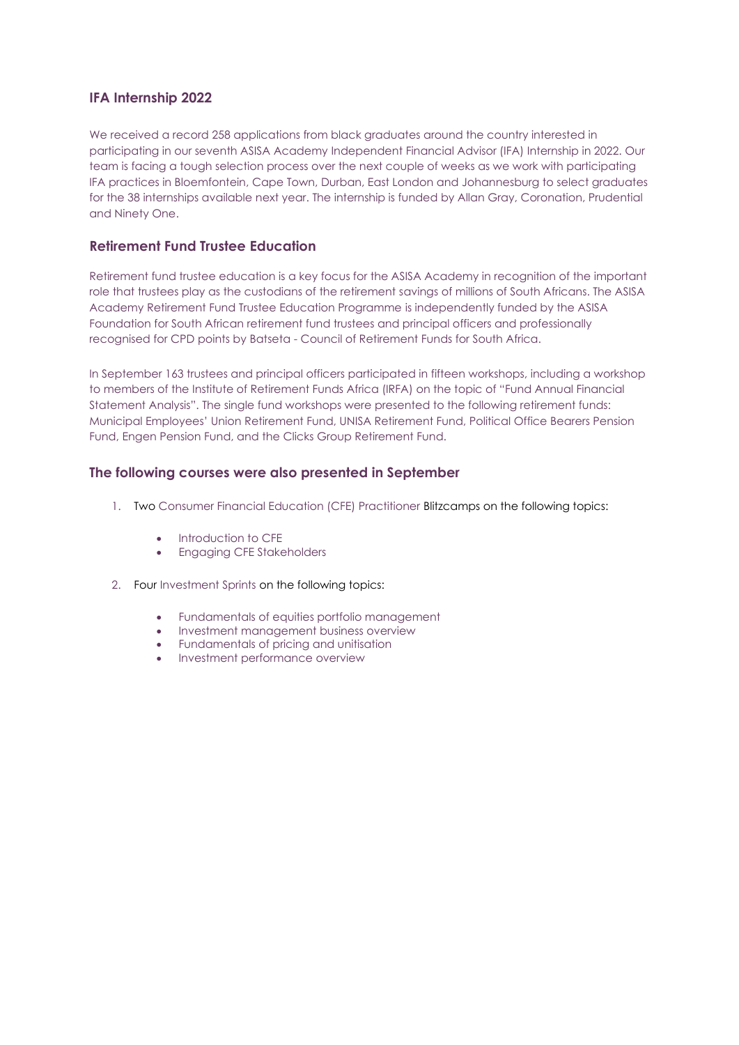## IFA Internship 2022

We received a record 258 applications from black graduates around the country interested in participating in our seventh ASISA Academy Independent Financial Advisor (IFA) Internship in 2022. Our team is facing a tough selection process over the next couple of weeks as we work with participating IFA practices in Bloemfontein, Cape Town, Durban, East London and Johannesburg to select graduates for the 38 internships available next year. The internship is funded by Allan Gray, Coronation, Prudential and Ninety One.

## Retirement Fund Trustee Education

Retirement fund trustee education is a key focus for the ASISA Academy in recognition of the important role that trustees play as the custodians of the retirement savings of millions of South Africans. The ASISA Academy Retirement Fund Trustee Education Programme is independently funded by the ASISA Foundation for South African retirement fund trustees and principal officers and professionally recognised for CPD points by Batseta - Council of Retirement Funds for South Africa.

In September 163 trustees and principal officers participated in fifteen workshops, including a workshop to members of the Institute of Retirement Funds Africa (IRFA) on the topic of "Fund Annual Financial Statement Analysis". The single fund workshops were presented to the following retirement funds: Municipal Employees' Union Retirement Fund, UNISA Retirement Fund, Political Office Bearers Pension Fund, Engen Pension Fund, and the Clicks Group Retirement Fund.

## The following courses were also presented in September

1. Two Consumer Financial Education (CFE) Practitioner Blitzcamps on the following topics:
    - Introduction to CFE
    - Engaging CFE Stakeholders
2. Four Investment Sprints on the following topics:
    - Fundamentals of equities portfolio management
    - Investment management business overview
    - Fundamentals of pricing and unitisation
    - Investment performance overview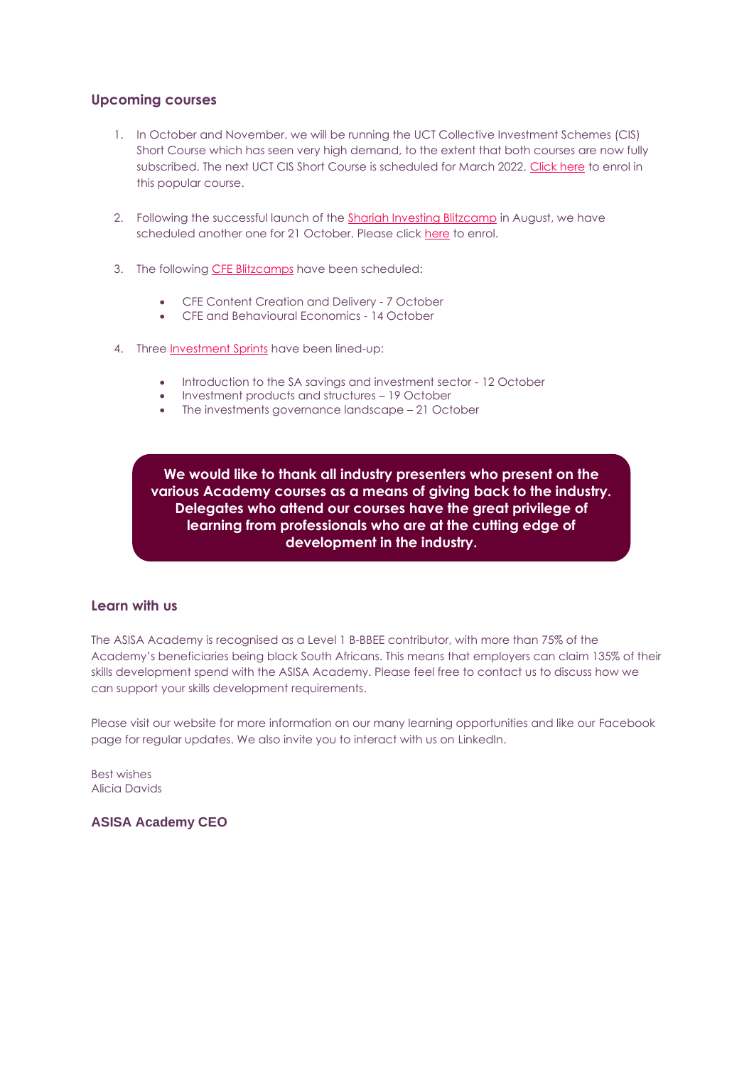## Upcoming courses

1. In October and November, we will be running the UCT Collective Investment Schemes (CIS) Short Course which has seen very high demand, to the extent that both courses are now fully subscribed. The next UCT CIS Short Course is scheduled for March 2022. Click here to enrol in this popular course.

2. Following the successful launch of the Shariah Investing Blitzcamp in August, we have scheduled another one for 21 October. Please click here to enrol.

3. The following CFE Blitzcamps have been scheduled:

   - CFE Content Creation and Delivery - 7 October
   - CFE and Behavioural Economics - 14 October

4. Three Investment Sprints have been lined-up:

   - Introduction to the SA savings and investment sector - 12 October
   - Investment products and structures – 19 October
   - The investments governance landscape – 21 October

**We would like to thank all industry presenters who present on the various Academy courses as a means of giving back to the industry. Delegates who attend our courses have the great privilege of learning from professionals who are at the cutting edge of development in the industry.**

## Learn with us

The ASISA Academy is recognised as a Level 1 B-BBEE contributor, with more than 75% of the Academy's beneficiaries being black South Africans. This means that employers can claim 135% of their skills development spend with the ASISA Academy. Please feel free to contact us to discuss how we can support your skills development requirements.

Please visit our website for more information on our many learning opportunities and like our Facebook page for regular updates. We also invite you to interact with us on LinkedIn.

Best wishes
Alicia Davids

**ASISA Academy CEO**